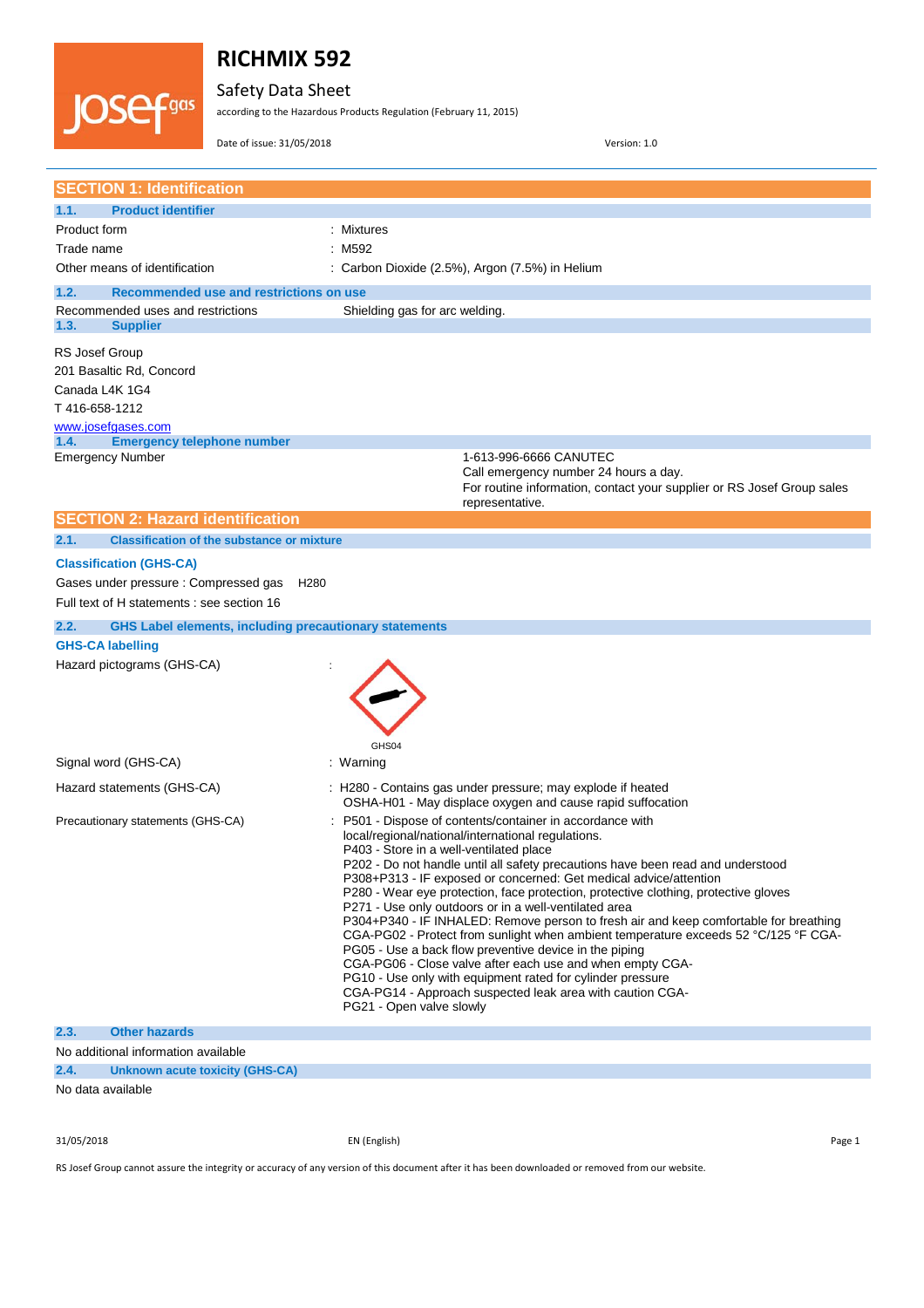# RICHMIX 592

Safety Data Sheet

according to the Hazardous Products Regulation (February 11, 2015)

Date of issue: 31/05/2018 Version: 1.0

## SECTION 1: Identification

### 1.1. Product identifier

| | |
|---|---|
| Product form | : Mixtures |
| Trade name | : M592 |
| Other means of identification | : Carbon Dioxide (2.5%), Argon (7.5%) in Helium |

### 1.2. Recommended use and restrictions on use

| | |
|---|---|
| Recommended uses and restrictions | Shielding gas for arc welding. |

### 1.3. Supplier

RS Josef Group
201 Basaltic Rd, Concord
Canada L4K 1G4
T 416-658-1212
www.josefgases.com

### 1.4. Emergency telephone number

| | |
|---|---|
| Emergency Number | 1-613-996-6666 CANUTEC<br>Call emergency number 24 hours a day.<br>For routine information, contact your supplier or RS Josef Group sales representative. |

## SECTION 2: Hazard identification

### 2.1. Classification of the substance or mixture

**Classification (GHS-CA)**

Gases under pressure : Compressed gas H280

Full text of H statements : see section 16

### 2.2. GHS Label elements, including precautionary statements

**GHS-CA labelling**

Hazard pictograms (GHS-CA) :

GHS04

| | |
|---|---|
| Signal word (GHS-CA) | : Warning |
| Hazard statements (GHS-CA) | : H280 - Contains gas under pressure; may explode if heated<br>OSHA-H01 - May displace oxygen and cause rapid suffocation |
| Precautionary statements (GHS-CA) | : P501 - Dispose of contents/container in accordance with local/regional/national/international regulations.<br>P403 - Store in a well-ventilated place<br>P202 - Do not handle until all safety precautions have been read and understood<br>P308+P313 - IF exposed or concerned: Get medical advice/attention<br>P280 - Wear eye protection, face protection, protective clothing, protective gloves<br>P271 - Use only outdoors or in a well-ventilated area<br>P304+P340 - IF INHALED: Remove person to fresh air and keep comfortable for breathing<br>CGA-PG02 - Protect from sunlight when ambient temperature exceeds 52 °C/125 °F CGA-PG05 - Use a back flow preventive device in the piping<br>CGA-PG06 - Close valve after each use and when empty CGA-PG10 - Use only with equipment rated for cylinder pressure<br>CGA-PG14 - Approach suspected leak area with caution CGA-PG21 - Open valve slowly |

### 2.3. Other hazards

No additional information available

### 2.4. Unknown acute toxicity (GHS-CA)

No data available

RS Josef Group cannot assure the integrity or accuracy of any version of this document after it has been downloaded or removed from our website.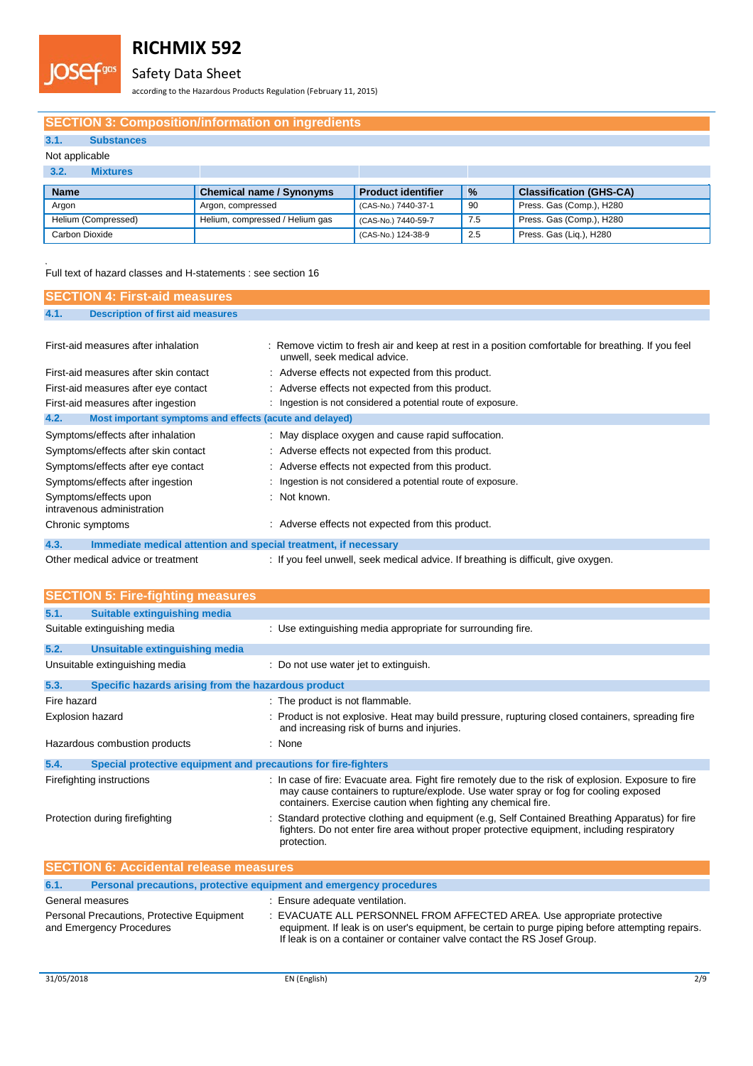## SECTION 3: Composition/information on ingredients

### 3.1. Substances

Not applicable

### 3.2. Mixtures

| Name | Chemical name / Synonyms | Product identifier | % | Classification (GHS-CA) |
|---|---|---|---|---|
| Argon | Argon, compressed | (CAS-No.) 7440-37-1 | 90 | Press. Gas (Comp.), H280 |
| Helium (Compressed) | Helium, compressed / Helium gas | (CAS-No.) 7440-59-7 | 7.5 | Press. Gas (Comp.), H280 |
| Carbon Dioxide | | (CAS-No.) 124-38-9 | 2.5 | Press. Gas (Liq.), H280 |

Full text of hazard classes and H-statements : see section 16

## SECTION 4: First-aid measures

### 4.1. Description of first aid measures

First-aid measures after inhalation : Remove victim to fresh air and keep at rest in a position comfortable for breathing. If you feel unwell, seek medical advice.

First-aid measures after skin contact : Adverse effects not expected from this product.

First-aid measures after eye contact : Adverse effects not expected from this product.

First-aid measures after ingestion : Ingestion is not considered a potential route of exposure.

### 4.2. Most important symptoms and effects (acute and delayed)

Symptoms/effects after inhalation : May displace oxygen and cause rapid suffocation.

Symptoms/effects after skin contact : Adverse effects not expected from this product.

Symptoms/effects after eye contact : Adverse effects not expected from this product.

Symptoms/effects after ingestion : Ingestion is not considered a potential route of exposure.

Symptoms/effects upon intravenous administration : Not known.

Chronic symptoms : Adverse effects not expected from this product.

### 4.3. Immediate medical attention and special treatment, if necessary

Other medical advice or treatment : If you feel unwell, seek medical advice. If breathing is difficult, give oxygen.

## SECTION 5: Fire-fighting measures

### 5.1. Suitable extinguishing media

Suitable extinguishing media : Use extinguishing media appropriate for surrounding fire.

### 5.2. Unsuitable extinguishing media

Unsuitable extinguishing media : Do not use water jet to extinguish.

### 5.3. Specific hazards arising from the hazardous product

Fire hazard : The product is not flammable.

Explosion hazard : Product is not explosive. Heat may build pressure, rupturing closed containers, spreading fire and increasing risk of burns and injuries.

Hazardous combustion products : None

### 5.4. Special protective equipment and precautions for fire-fighters

Firefighting instructions : In case of fire: Evacuate area. Fight fire remotely due to the risk of explosion. Exposure to fire may cause containers to rupture/explode. Use water spray or fog for cooling exposed containers. Exercise caution when fighting any chemical fire.

Protection during firefighting : Standard protective clothing and equipment (e.g, Self Contained Breathing Apparatus) for fire fighters. Do not enter fire area without proper protective equipment, including respiratory protection.

## SECTION 6: Accidental release measures

### 6.1. Personal precautions, protective equipment and emergency procedures

General measures : Ensure adequate ventilation.

Personal Precautions, Protective Equipment and Emergency Procedures : EVACUATE ALL PERSONNEL FROM AFFECTED AREA. Use appropriate protective equipment. If leak is on user's equipment, be certain to purge piping before attempting repairs. If leak is on a container or container valve contact the RS Josef Group.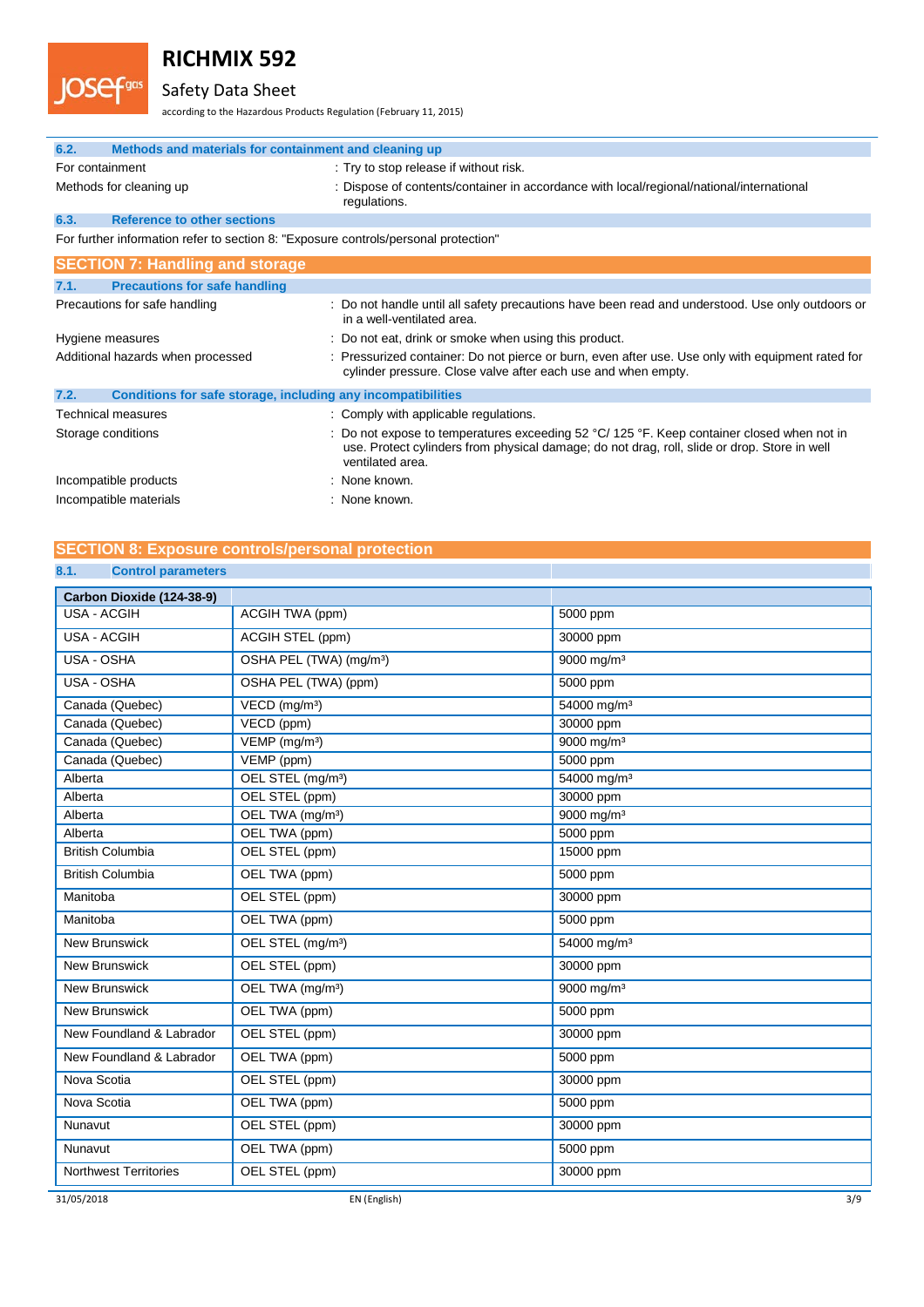### 6.2. Methods and materials for containment and cleaning up

For containment : Try to stop release if without risk.

Methods for cleaning up : Dispose of contents/container in accordance with local/regional/national/international regulations.

### 6.3. Reference to other sections

For further information refer to section 8: "Exposure controls/personal protection"

## SECTION 7: Handling and storage

### 7.1. Precautions for safe handling

Precautions for safe handling : Do not handle until all safety precautions have been read and understood. Use only outdoors or in a well-ventilated area.

Hygiene measures : Do not eat, drink or smoke when using this product.

Additional hazards when processed : Pressurized container: Do not pierce or burn, even after use. Use only with equipment rated for cylinder pressure. Close valve after each use and when empty.

### 7.2. Conditions for safe storage, including any incompatibilities

Technical measures : Comply with applicable regulations.

Storage conditions : Do not expose to temperatures exceeding 52 °C/ 125 °F. Keep container closed when not in use. Protect cylinders from physical damage; do not drag, roll, slide or drop. Store in well ventilated area.

Incompatible products : None known.

Incompatible materials : None known.

## SECTION 8: Exposure controls/personal protection

### 8.1. Control parameters

| Carbon Dioxide (124-38-9) | | |
|---|---|---|
| USA - ACGIH | ACGIH TWA (ppm) | 5000 ppm |
| USA - ACGIH | ACGIH STEL (ppm) | 30000 ppm |
| USA - OSHA | OSHA PEL (TWA) (mg/m³) | 9000 mg/m³ |
| USA - OSHA | OSHA PEL (TWA) (ppm) | 5000 ppm |
| Canada (Quebec) | VECD (mg/m³) | 54000 mg/m³ |
| Canada (Quebec) | VECD (ppm) | 30000 ppm |
| Canada (Quebec) | VEMP (mg/m³) | 9000 mg/m³ |
| Canada (Quebec) | VEMP (ppm) | 5000 ppm |
| Alberta | OEL STEL (mg/m³) | 54000 mg/m³ |
| Alberta | OEL STEL (ppm) | 30000 ppm |
| Alberta | OEL TWA (mg/m³) | 9000 mg/m³ |
| Alberta | OEL TWA (ppm) | 5000 ppm |
| British Columbia | OEL STEL (ppm) | 15000 ppm |
| British Columbia | OEL TWA (ppm) | 5000 ppm |
| Manitoba | OEL STEL (ppm) | 30000 ppm |
| Manitoba | OEL TWA (ppm) | 5000 ppm |
| New Brunswick | OEL STEL (mg/m³) | 54000 mg/m³ |
| New Brunswick | OEL STEL (ppm) | 30000 ppm |
| New Brunswick | OEL TWA (mg/m³) | 9000 mg/m³ |
| New Brunswick | OEL TWA (ppm) | 5000 ppm |
| New Foundland & Labrador | OEL STEL (ppm) | 30000 ppm |
| New Foundland & Labrador | OEL TWA (ppm) | 5000 ppm |
| Nova Scotia | OEL STEL (ppm) | 30000 ppm |
| Nova Scotia | OEL TWA (ppm) | 5000 ppm |
| Nunavut | OEL STEL (ppm) | 30000 ppm |
| Nunavut | OEL TWA (ppm) | 5000 ppm |
| Northwest Territories | OEL STEL (ppm) | 30000 ppm |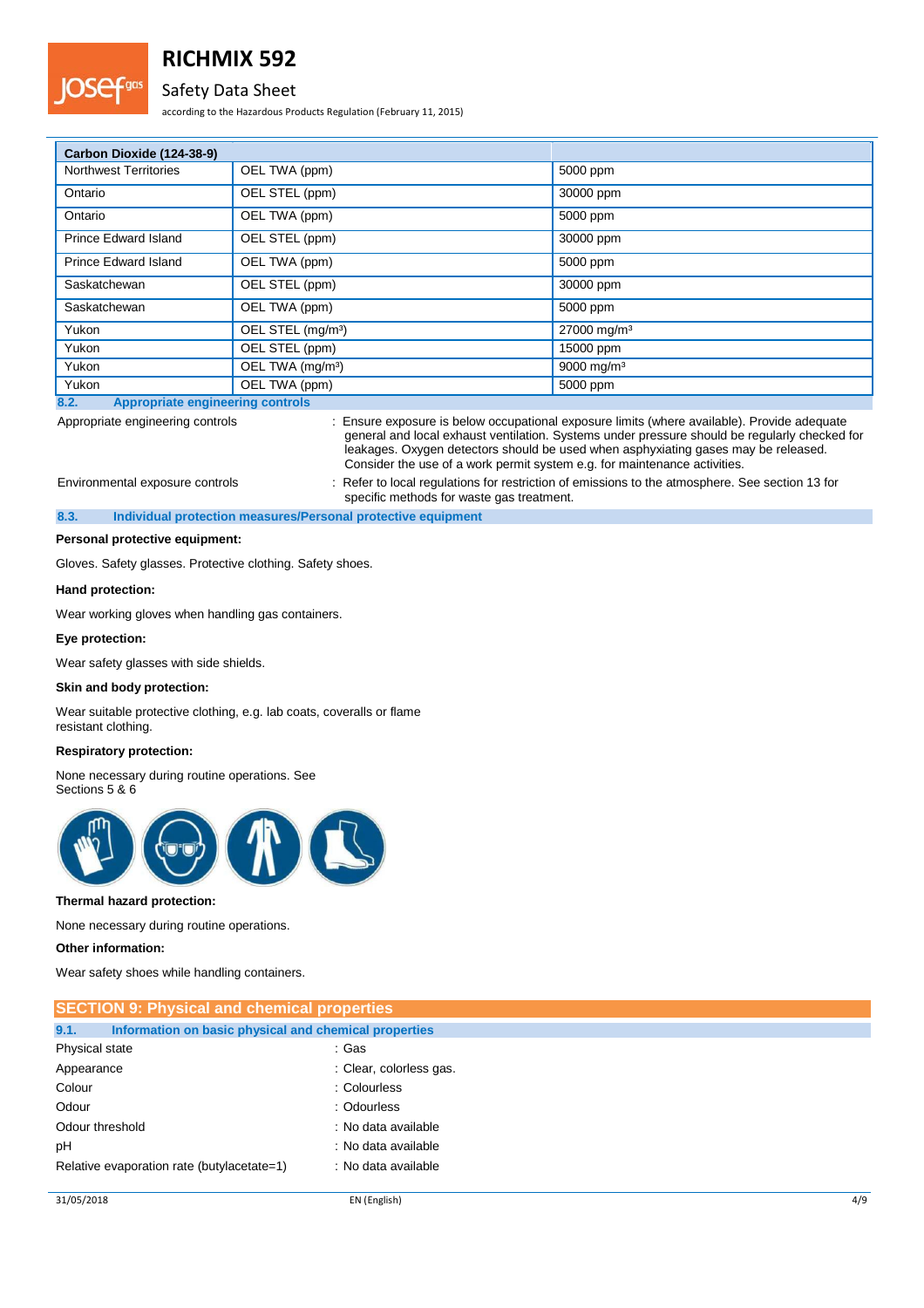| Carbon Dioxide (124-38-9) | | |
|---|---|---|
| Northwest Territories | OEL TWA (ppm) | 5000 ppm |
| Ontario | OEL STEL (ppm) | 30000 ppm |
| Ontario | OEL TWA (ppm) | 5000 ppm |
| Prince Edward Island | OEL STEL (ppm) | 30000 ppm |
| Prince Edward Island | OEL TWA (ppm) | 5000 ppm |
| Saskatchewan | OEL STEL (ppm) | 30000 ppm |
| Saskatchewan | OEL TWA (ppm) | 5000 ppm |
| Yukon | OEL STEL (mg/m³) | 27000 mg/m³ |
| Yukon | OEL STEL (ppm) | 15000 ppm |
| Yukon | OEL TWA (mg/m³) | 9000 mg/m³ |
| Yukon | OEL TWA (ppm) | 5000 ppm |

### 8.2. Appropriate engineering controls

Appropriate engineering controls : Ensure exposure is below occupational exposure limits (where available). Provide adequate general and local exhaust ventilation. Systems under pressure should be regularly checked for leakages. Oxygen detectors should be used when asphyxiating gases may be released. Consider the use of a work permit system e.g. for maintenance activities.

Environmental exposure controls : Refer to local regulations for restriction of emissions to the atmosphere. See section 13 for specific methods for waste gas treatment.

### 8.3. Individual protection measures/Personal protective equipment

**Personal protective equipment:**

Gloves. Safety glasses. Protective clothing. Safety shoes.

**Hand protection:**

Wear working gloves when handling gas containers.

**Eye protection:**

Wear safety glasses with side shields.

**Skin and body protection:**

Wear suitable protective clothing, e.g. lab coats, coveralls or flame resistant clothing.

**Respiratory protection:**

None necessary during routine operations. See Sections 5 & 6

**Thermal hazard protection:**

None necessary during routine operations.

**Other information:**

Wear safety shoes while handling containers.

## SECTION 9: Physical and chemical properties

### 9.1. Information on basic physical and chemical properties

| | |
|---|---|
| Physical state | : Gas |
| Appearance | : Clear, colorless gas. |
| Colour | : Colourless |
| Odour | : Odourless |
| Odour threshold | : No data available |
| pH | : No data available |
| Relative evaporation rate (butylacetate=1) | : No data available |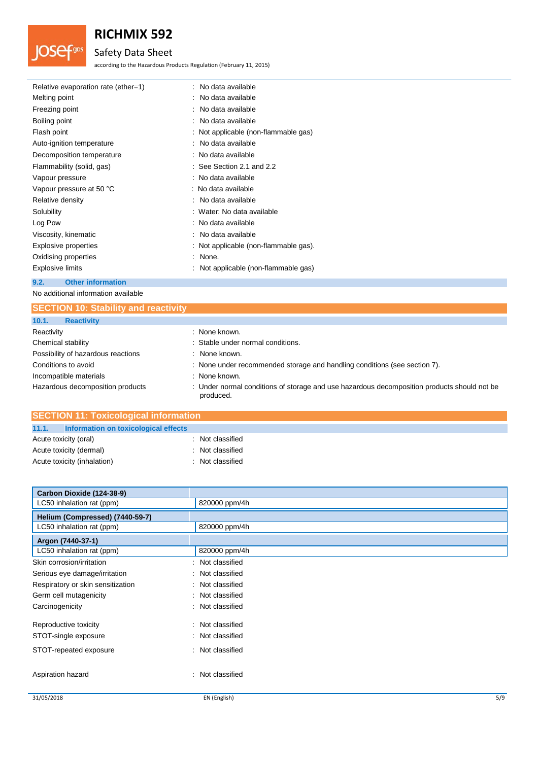| | |
|---|---|
| Relative evaporation rate (ether=1) | : No data available |
| Melting point | : No data available |
| Freezing point | : No data available |
| Boiling point | : No data available |
| Flash point | : Not applicable (non-flammable gas) |
| Auto-ignition temperature | : No data available |
| Decomposition temperature | : No data available |
| Flammability (solid, gas) | : See Section 2.1 and 2.2 |
| Vapour pressure | : No data available |
| Vapour pressure at 50 °C | : No data available |
| Relative density | : No data available |
| Solubility | : Water: No data available |
| Log Pow | : No data available |
| Viscosity, kinematic | : No data available |
| Explosive properties | : Not applicable (non-flammable gas). |
| Oxidising properties | : None. |
| Explosive limits | : Not applicable (non-flammable gas) |

### 9.2. Other information

No additional information available

## SECTION 10: Stability and reactivity

### 10.1. Reactivity

| | |
|---|---|
| Reactivity | : None known. |
| Chemical stability | : Stable under normal conditions. |
| Possibility of hazardous reactions | : None known. |
| Conditions to avoid | : None under recommended storage and handling conditions (see section 7). |
| Incompatible materials | : None known. |
| Hazardous decomposition products | : Under normal conditions of storage and use hazardous decomposition products should not be produced. |

## SECTION 11: Toxicological information

### 11.1. Information on toxicological effects

| | |
|---|---|
| Acute toxicity (oral) | : Not classified |
| Acute toxicity (dermal) | : Not classified |
| Acute toxicity (inhalation) | : Not classified |

| **Carbon Dioxide (124-38-9)** | |
|---|---|
| LC50 inhalation rat (ppm) | 820000 ppm/4h |
| **Helium (Compressed) (7440-59-7)** | |
| LC50 inhalation rat (ppm) | 820000 ppm/4h |
| **Argon (7440-37-1)** | |
| LC50 inhalation rat (ppm) | 820000 ppm/4h |

| | |
|---|---|
| Skin corrosion/irritation | : Not classified |
| Serious eye damage/irritation | : Not classified |
| Respiratory or skin sensitization | : Not classified |
| Germ cell mutagenicity | : Not classified |
| Carcinogenicity | : Not classified |
| Reproductive toxicity | : Not classified |
| STOT-single exposure | : Not classified |
| STOT-repeated exposure | : Not classified |
| Aspiration hazard | : Not classified |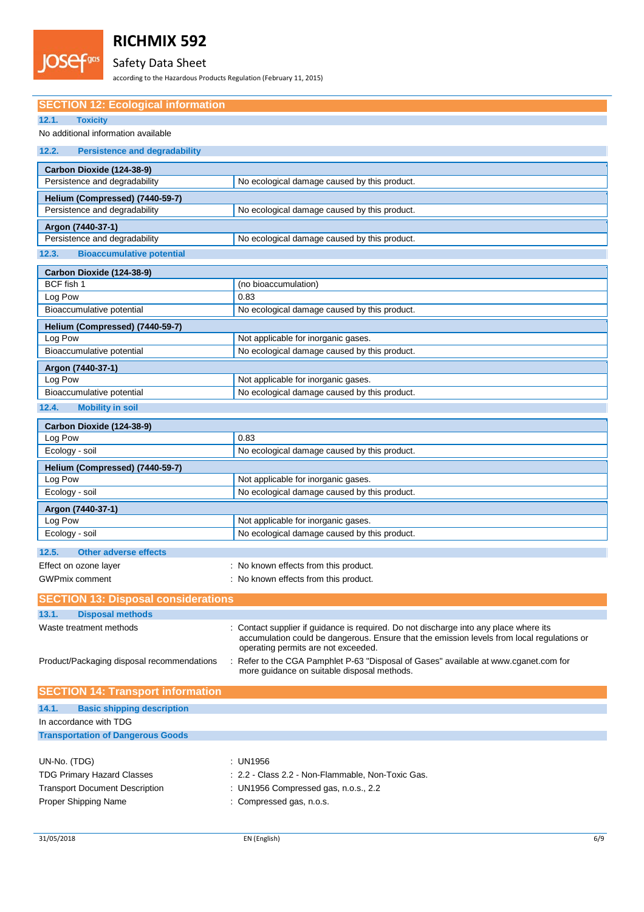## SECTION 12: Ecological information

### 12.1. Toxicity

No additional information available

### 12.2. Persistence and degradability

| Carbon Dioxide (124-38-9) | |
|---|---|
| Persistence and degradability | No ecological damage caused by this product. |

| Helium (Compressed) (7440-59-7) | |
|---|---|
| Persistence and degradability | No ecological damage caused by this product. |

| Argon (7440-37-1) | |
|---|---|
| Persistence and degradability | No ecological damage caused by this product. |

### 12.3. Bioaccumulative potential

| Carbon Dioxide (124-38-9) | |
|---|---|
| BCF fish 1 | (no bioaccumulation) |
| Log Pow | 0.83 |
| Bioaccumulative potential | No ecological damage caused by this product. |

| Helium (Compressed) (7440-59-7) | |
|---|---|
| Log Pow | Not applicable for inorganic gases. |
| Bioaccumulative potential | No ecological damage caused by this product. |

| Argon (7440-37-1) | |
|---|---|
| Log Pow | Not applicable for inorganic gases. |
| Bioaccumulative potential | No ecological damage caused by this product. |

### 12.4. Mobility in soil

| Carbon Dioxide (124-38-9) | |
|---|---|
| Log Pow | 0.83 |
| Ecology - soil | No ecological damage caused by this product. |

| Helium (Compressed) (7440-59-7) | |
|---|---|
| Log Pow | Not applicable for inorganic gases. |
| Ecology - soil | No ecological damage caused by this product. |

| Argon (7440-37-1) | |
|---|---|
| Log Pow | Not applicable for inorganic gases. |
| Ecology - soil | No ecological damage caused by this product. |

### 12.5. Other adverse effects

Effect on ozone layer : No known effects from this product.

GWPmix comment : No known effects from this product.

## SECTION 13: Disposal considerations

### 13.1. Disposal methods

Waste treatment methods : Contact supplier if guidance is required. Do not discharge into any place where its accumulation could be dangerous. Ensure that the emission levels from local regulations or operating permits are not exceeded.

Product/Packaging disposal recommendations : Refer to the CGA Pamphlet P-63 "Disposal of Gases" available at www.cganet.com for more guidance on suitable disposal methods.

## SECTION 14: Transport information

### 14.1. Basic shipping description

In accordance with TDG

**Transportation of Dangerous Goods**

UN-No. (TDG) : UN1956

TDG Primary Hazard Classes : 2.2 - Class 2.2 - Non-Flammable, Non-Toxic Gas.

Transport Document Description : UN1956 Compressed gas, n.o.s., 2.2

Proper Shipping Name : Compressed gas, n.o.s.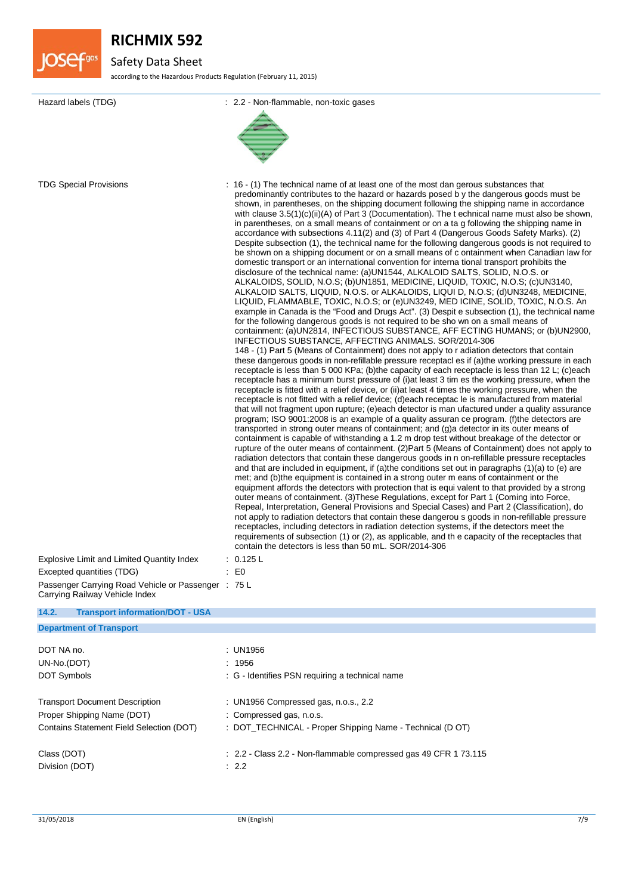Hazard labels (TDG) : 2.2 - Non-flammable, non-toxic gases

TDG Special Provisions : 16 - (1) The technical name of at least one of the most dan gerous substances that predominantly contributes to the hazard or hazards posed b y the dangerous goods must be shown, in parentheses, on the shipping document following the shipping name in accordance with clause 3.5(1)(c)(ii)(A) of Part 3 (Documentation). The t echnical name must also be shown, in parentheses, on a small means of containment or on a ta g following the shipping name in accordance with subsections 4.11(2) and (3) of Part 4 (Dangerous Goods Safety Marks). (2) Despite subsection (1), the technical name for the following dangerous goods is not required to be shown on a shipping document or on a small means of c ontainment when Canadian law for domestic transport or an international convention for interna tional transport prohibits the disclosure of the technical name: (a)UN1544, ALKALOID SALTS, SOLID, N.O.S. or ALKALOIDS, SOLID, N.O.S; (b)UN1851, MEDICINE, LIQUID, TOXIC, N.O.S; (c)UN3140, ALKALOID SALTS, LIQUID, N.O.S. or ALKALOIDS, LIQUI D, N.O.S; (d)UN3248, MEDICINE, LIQUID, FLAMMABLE, TOXIC, N.O.S; or (e)UN3249, MED ICINE, SOLID, TOXIC, N.O.S. An example in Canada is the "Food and Drugs Act". (3) Despit e subsection (1), the technical name for the following dangerous goods is not required to be sho wn on a small means of containment: (a)UN2814, INFECTIOUS SUBSTANCE, AFF ECTING HUMANS; or (b)UN2900, INFECTIOUS SUBSTANCE, AFFECTING ANIMALS. SOR/2014-306
148 - (1) Part 5 (Means of Containment) does not apply to r adiation detectors that contain these dangerous goods in non-refillable pressure receptacl es if (a)the working pressure in each receptacle is less than 5 000 KPa; (b)the capacity of each receptacle is less than 12 L; (c)each receptacle has a minimum burst pressure of (i)at least 3 tim es the working pressure, when the receptacle is fitted with a relief device, or (ii)at least 4 times the working pressure, when the receptacle is not fitted with a relief device; (d)each receptac le is manufactured from material that will not fragment upon rupture; (e)each detector is man ufactured under a quality assurance program; ISO 9001:2008 is an example of a quality assuran ce program. (f)the detectors are transported in strong outer means of containment; and (g)a detector in its outer means of containment is capable of withstanding a 1.2 m drop test without breakage of the detector or rupture of the outer means of containment. (2)Part 5 (Means of Containment) does not apply to radiation detectors that contain these dangerous goods in n on-refillable pressure receptacles and that are included in equipment, if (a)the conditions set out in paragraphs (1)(a) to (e) are met; and (b)the equipment is contained in a strong outer m eans of containment or the equipment affords the detectors with protection that is equi valent to that provided by a strong outer means of containment. (3)These Regulations, except for Part 1 (Coming into Force, Repeal, Interpretation, General Provisions and Special Cases) and Part 2 (Classification), do not apply to radiation detectors that contain these dangerou s goods in non-refillable pressure receptacles, including detectors in radiation detection systems, if the detectors meet the requirements of subsection (1) or (2), as applicable, and th e capacity of the receptacles that contain the detectors is less than 50 mL. SOR/2014-306

Explosive Limit and Limited Quantity Index : 0.125 L

Excepted quantities (TDG) : E0

Passenger Carrying Road Vehicle or Passenger Carrying Railway Vehicle Index : 75 L

## 14.2. Transport information/DOT - USA

**Department of Transport**

DOT NA no. : UN1956

UN-No.(DOT) : 1956

DOT Symbols : G - Identifies PSN requiring a technical name

Transport Document Description : UN1956 Compressed gas, n.o.s., 2.2

Proper Shipping Name (DOT) : Compressed gas, n.o.s.

Contains Statement Field Selection (DOT) : DOT_TECHNICAL - Proper Shipping Name - Technical (D OT)

Class (DOT) : 2.2 - Class 2.2 - Non-flammable compressed gas 49 CFR 1 73.115

Division (DOT) : 2.2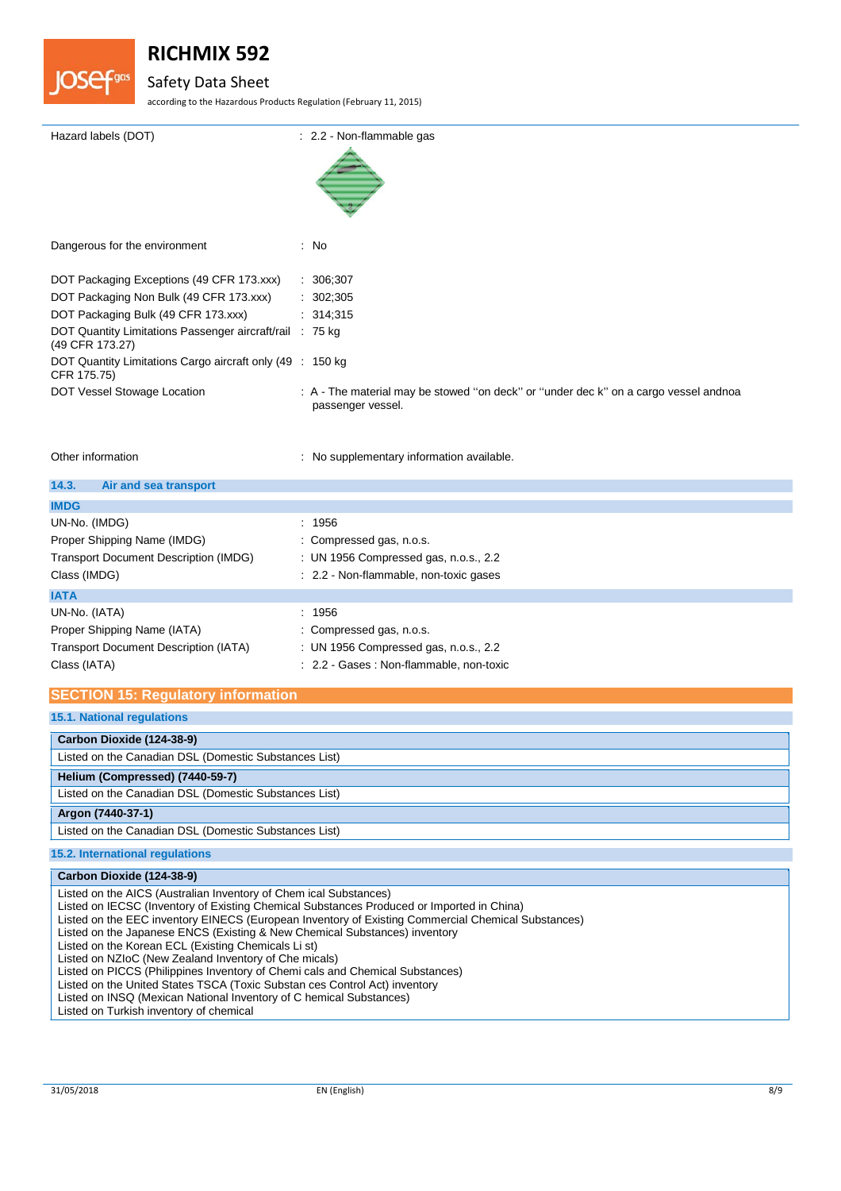Hazard labels (DOT) : 2.2 - Non-flammable gas

Dangerous for the environment : No

DOT Packaging Exceptions (49 CFR 173.xxx) : 306;307

DOT Packaging Non Bulk (49 CFR 173.xxx) : 302;305

DOT Packaging Bulk (49 CFR 173.xxx) : 314;315

DOT Quantity Limitations Passenger aircraft/rail (49 CFR 173.27) : 75 kg

DOT Quantity Limitations Cargo aircraft only (49 CFR 175.75) : 150 kg

DOT Vessel Stowage Location : A - The material may be stowed "on deck" or "under dec k" on a cargo vessel andnoa passenger vessel.

Other information : No supplementary information available.

### 14.3. Air and sea transport

**IMDG**

UN-No. (IMDG) : 1956

Proper Shipping Name (IMDG) : Compressed gas, n.o.s.

Transport Document Description (IMDG) : UN 1956 Compressed gas, n.o.s., 2.2

Class (IMDG) : 2.2 - Non-flammable, non-toxic gases

**IATA**

UN-No. (IATA) : 1956

Proper Shipping Name (IATA) : Compressed gas, n.o.s.

Transport Document Description (IATA) : UN 1956 Compressed gas, n.o.s., 2.2

Class (IATA) : 2.2 - Gases : Non-flammable, non-toxic

## SECTION 15: Regulatory information

### 15.1. National regulations

| Carbon Dioxide (124-38-9) |
|---|
| Listed on the Canadian DSL (Domestic Substances List) |

| Helium (Compressed) (7440-59-7) |
|---|
| Listed on the Canadian DSL (Domestic Substances List) |

| Argon (7440-37-1) |
|---|
| Listed on the Canadian DSL (Domestic Substances List) |

### 15.2. International regulations

**Carbon Dioxide (124-38-9)**

Listed on the AICS (Australian Inventory of Chem ical Substances)
Listed on IECSC (Inventory of Existing Chemical Substances Produced or Imported in China)
Listed on the EEC inventory EINECS (European Inventory of Existing Commercial Chemical Substances)
Listed on the Japanese ENCS (Existing & New Chemical Substances) inventory
Listed on the Korean ECL (Existing Chemicals Li st)
Listed on NZIoC (New Zealand Inventory of Che micals)
Listed on PICCS (Philippines Inventory of Chemi cals and Chemical Substances)
Listed on the United States TSCA (Toxic Substan ces Control Act) inventory
Listed on INSQ (Mexican National Inventory of C hemical Substances)
Listed on Turkish inventory of chemical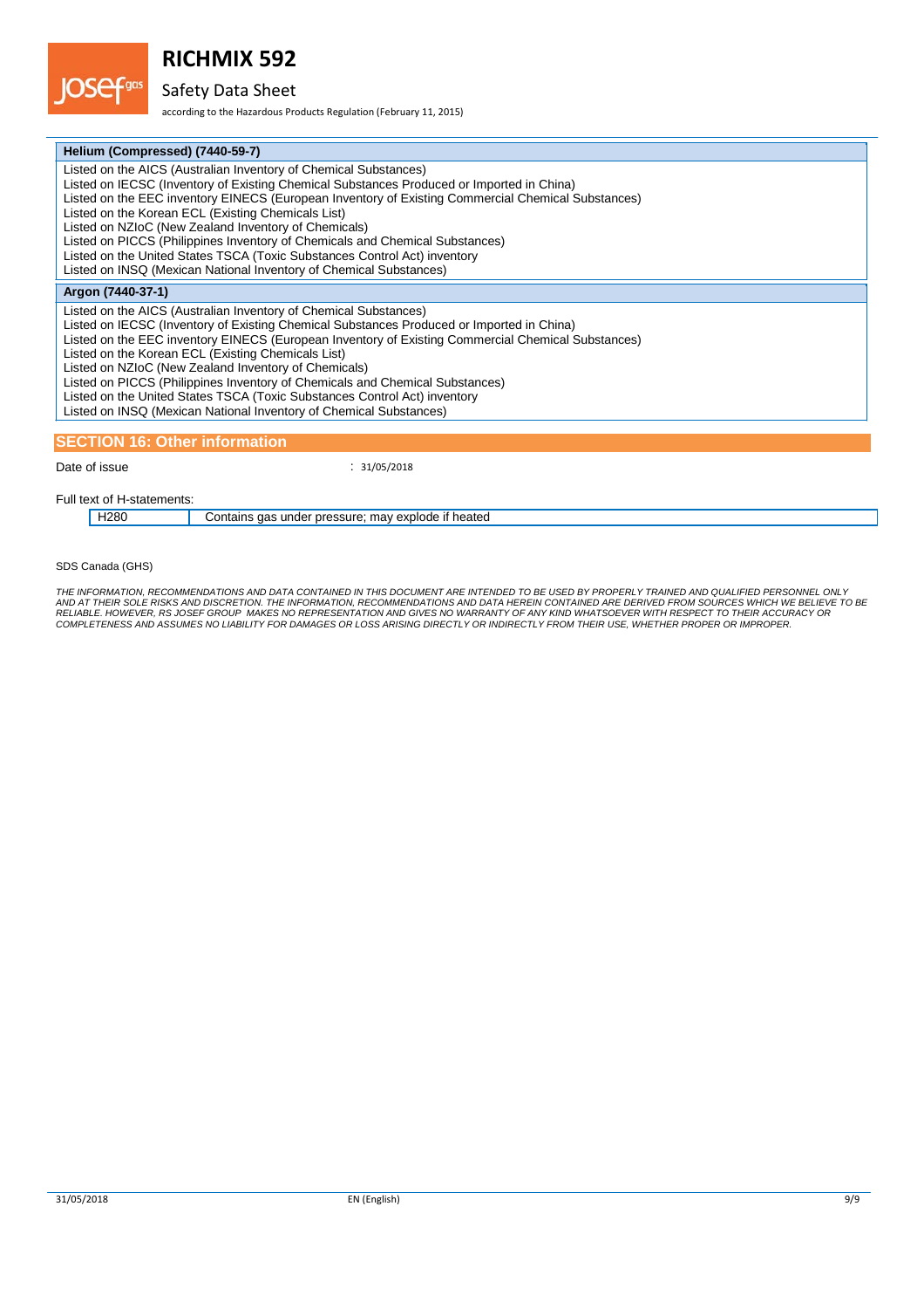**Helium (Compressed) (7440-59-7)**

Listed on the AICS (Australian Inventory of Chemical Substances)
Listed on IECSC (Inventory of Existing Chemical Substances Produced or Imported in China)
Listed on the EEC inventory EINECS (European Inventory of Existing Commercial Chemical Substances)
Listed on the Korean ECL (Existing Chemicals List)
Listed on NZIoC (New Zealand Inventory of Chemicals)
Listed on PICCS (Philippines Inventory of Chemicals and Chemical Substances)
Listed on the United States TSCA (Toxic Substances Control Act) inventory
Listed on INSQ (Mexican National Inventory of Chemical Substances)

**Argon (7440-37-1)**

Listed on the AICS (Australian Inventory of Chemical Substances)
Listed on IECSC (Inventory of Existing Chemical Substances Produced or Imported in China)
Listed on the EEC inventory EINECS (European Inventory of Existing Commercial Chemical Substances)
Listed on the Korean ECL (Existing Chemicals List)
Listed on NZIoC (New Zealand Inventory of Chemicals)
Listed on PICCS (Philippines Inventory of Chemicals and Chemical Substances)
Listed on the United States TSCA (Toxic Substances Control Act) inventory
Listed on INSQ (Mexican National Inventory of Chemical Substances)

## SECTION 16: Other information

Date of issue : 31/05/2018

Full text of H-statements:

| | |
|---|---|
| H280 | Contains gas under pressure; may explode if heated |

SDS Canada (GHS)

*THE INFORMATION, RECOMMENDATIONS AND DATA CONTAINED IN THIS DOCUMENT ARE INTENDED TO BE USED BY PROPERLY TRAINED AND QUALIFIED PERSONNEL ONLY AND AT THEIR SOLE RISKS AND DISCRETION. THE INFORMATION, RECOMMENDATIONS AND DATA HEREIN CONTAINED ARE DERIVED FROM SOURCES WHICH WE BELIEVE TO BE RELIABLE. HOWEVER, RS JOSEF GROUP MAKES NO REPRESENTATION AND GIVES NO WARRANTY OF ANY KIND WHATSOEVER WITH RESPECT TO THEIR ACCURACY OR COMPLETENESS AND ASSUMES NO LIABILITY FOR DAMAGES OR LOSS ARISING DIRECTLY OR INDIRECTLY FROM THEIR USE, WHETHER PROPER OR IMPROPER.*